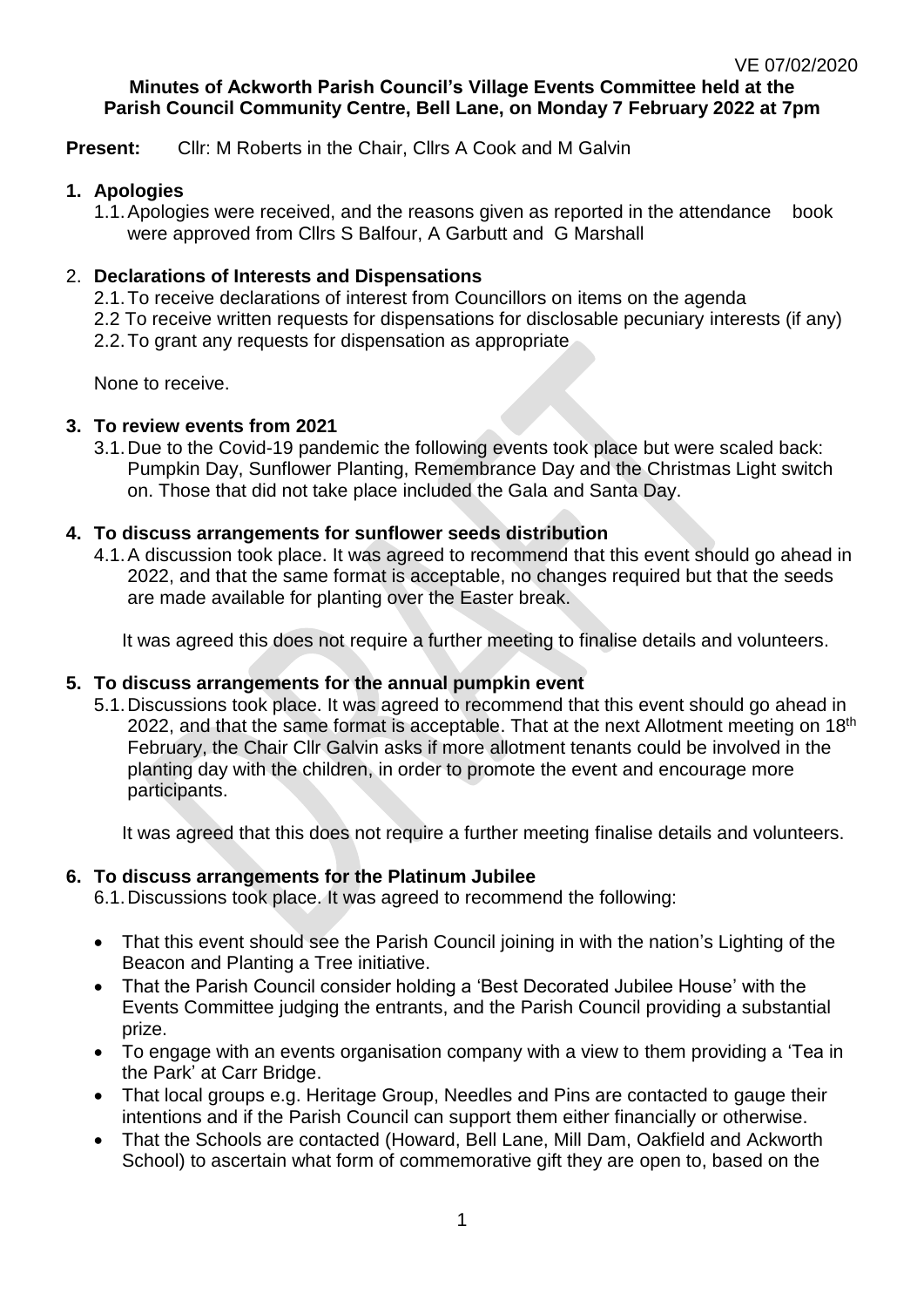VE 07/02/2020

**Minutes of Ackworth Parish Council's Village Events Committee held at the Parish Council Community Centre, Bell Lane, on Monday 7 February 2022 at 7pm**

**Present:** Cllr: M Roberts in the Chair, Cllrs A Cook and M Galvin

**1. Apologies**

1.1. Apologies were received, and the reasons given as reported in the attendance book were approved from Cllrs S Balfour, A Garbutt and G Marshall

**2. Declarations of Interests and Dispensations**

2.1. To receive declarations of interest from Councillors on items on the agenda
2.2 To receive written requests for dispensations for disclosable pecuniary interests (if any)
2.2. To grant any requests for dispensation as appropriate

None to receive.

**3. To review events from 2021**

3.1. Due to the Covid-19 pandemic the following events took place but were scaled back: Pumpkin Day, Sunflower Planting, Remembrance Day and the Christmas Light switch on. Those that did not take place included the Gala and Santa Day.

**4. To discuss arrangements for sunflower seeds distribution**

4.1. A discussion took place. It was agreed to recommend that this event should go ahead in 2022, and that the same format is acceptable, no changes required but that the seeds are made available for planting over the Easter break.

It was agreed this does not require a further meeting to finalise details and volunteers.

**5. To discuss arrangements for the annual pumpkin event**

5.1. Discussions took place. It was agreed to recommend that this event should go ahead in 2022, and that the same format is acceptable. That at the next Allotment meeting on 18th February, the Chair Cllr Galvin asks if more allotment tenants could be involved in the planting day with the children, in order to promote the event and encourage more participants.

It was agreed that this does not require a further meeting finalise details and volunteers.

**6. To discuss arrangements for the Platinum Jubilee**

6.1. Discussions took place. It was agreed to recommend the following:

- That this event should see the Parish Council joining in with the nation's Lighting of the Beacon and Planting a Tree initiative.
- That the Parish Council consider holding a 'Best Decorated Jubilee House' with the Events Committee judging the entrants, and the Parish Council providing a substantial prize.
- To engage with an events organisation company with a view to them providing a 'Tea in the Park' at Carr Bridge.
- That local groups e.g. Heritage Group, Needles and Pins are contacted to gauge their intentions and if the Parish Council can support them either financially or otherwise.
- That the Schools are contacted (Howard, Bell Lane, Mill Dam, Oakfield and Ackworth School) to ascertain what form of commemorative gift they are open to, based on the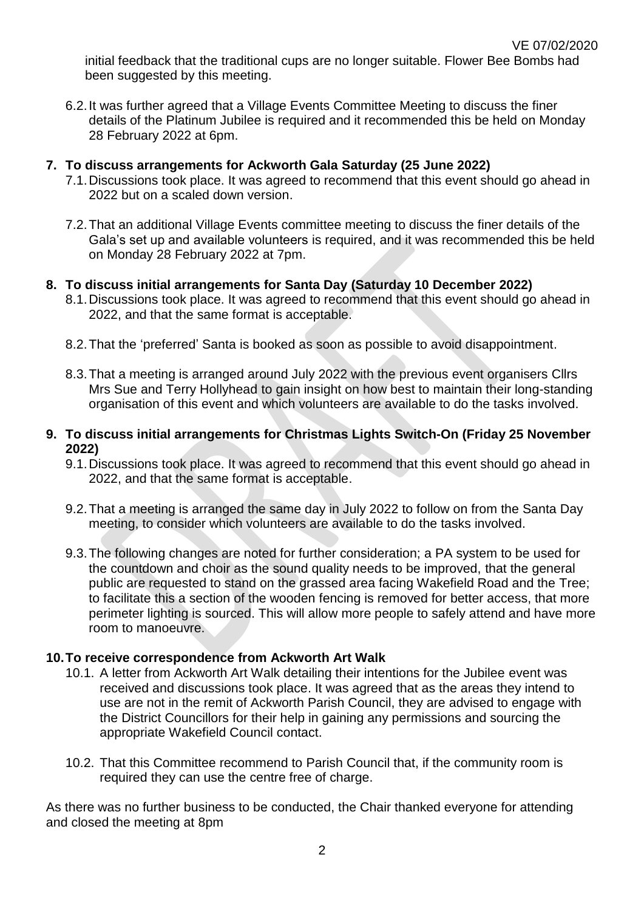initial feedback that the traditional cups are no longer suitable. Flower Bee Bombs had been suggested by this meeting.

6.2. It was further agreed that a Village Events Committee Meeting to discuss the finer details of the Platinum Jubilee is required and it recommended this be held on Monday 28 February 2022 at 6pm.

**7. To discuss arrangements for Ackworth Gala Saturday (25 June 2022)**

7.1. Discussions took place. It was agreed to recommend that this event should go ahead in 2022 but on a scaled down version.

7.2. That an additional Village Events committee meeting to discuss the finer details of the Gala's set up and available volunteers is required, and it was recommended this be held on Monday 28 February 2022 at 7pm.

**8. To discuss initial arrangements for Santa Day (Saturday 10 December 2022)**

8.1. Discussions took place. It was agreed to recommend that this event should go ahead in 2022, and that the same format is acceptable.

8.2. That the 'preferred' Santa is booked as soon as possible to avoid disappointment.

8.3. That a meeting is arranged around July 2022 with the previous event organisers Cllrs Mrs Sue and Terry Hollyhead to gain insight on how best to maintain their long-standing organisation of this event and which volunteers are available to do the tasks involved.

**9. To discuss initial arrangements for Christmas Lights Switch-On (Friday 25 November 2022)**

9.1. Discussions took place. It was agreed to recommend that this event should go ahead in 2022, and that the same format is acceptable.

9.2. That a meeting is arranged the same day in July 2022 to follow on from the Santa Day meeting, to consider which volunteers are available to do the tasks involved.

9.3. The following changes are noted for further consideration; a PA system to be used for the countdown and choir as the sound quality needs to be improved, that the general public are requested to stand on the grassed area facing Wakefield Road and the Tree; to facilitate this a section of the wooden fencing is removed for better access, that more perimeter lighting is sourced. This will allow more people to safely attend and have more room to manoeuvre.

**10. To receive correspondence from Ackworth Art Walk**

10.1. A letter from Ackworth Art Walk detailing their intentions for the Jubilee event was received and discussions took place. It was agreed that as the areas they intend to use are not in the remit of Ackworth Parish Council, they are advised to engage with the District Councillors for their help in gaining any permissions and sourcing the appropriate Wakefield Council contact.

10.2. That this Committee recommend to Parish Council that, if the community room is required they can use the centre free of charge.

As there was no further business to be conducted, the Chair thanked everyone for attending and closed the meeting at 8pm